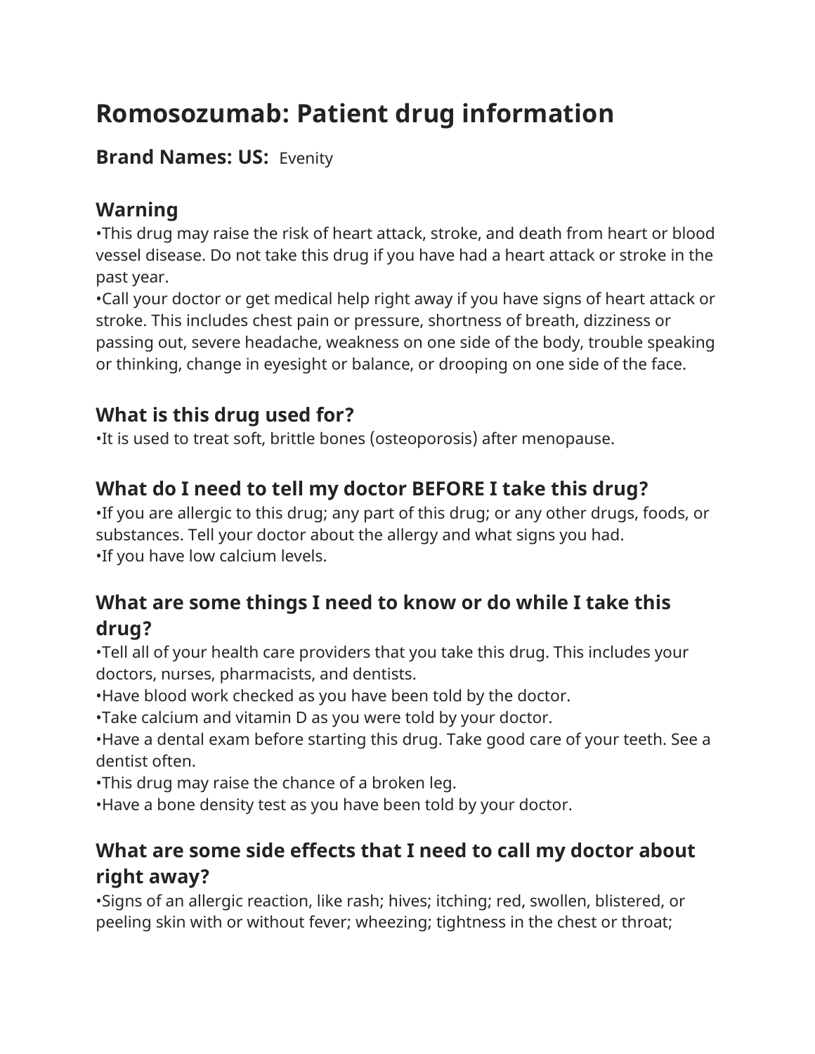# Romosozumab: Patient drug information

**Brand Names: US:** Evenity

## Warning

•This drug may raise the risk of heart attack, stroke, and death from heart or blood vessel disease. Do not take this drug if you have had a heart attack or stroke in the past year.
•Call your doctor or get medical help right away if you have signs of heart attack or stroke. This includes chest pain or pressure, shortness of breath, dizziness or passing out, severe headache, weakness on one side of the body, trouble speaking or thinking, change in eyesight or balance, or drooping on one side of the face.

## What is this drug used for?

•It is used to treat soft, brittle bones (osteoporosis) after menopause.

## What do I need to tell my doctor BEFORE I take this drug?

•If you are allergic to this drug; any part of this drug; or any other drugs, foods, or substances. Tell your doctor about the allergy and what signs you had.
•If you have low calcium levels.

## What are some things I need to know or do while I take this drug?

•Tell all of your health care providers that you take this drug. This includes your doctors, nurses, pharmacists, and dentists.
•Have blood work checked as you have been told by the doctor.
•Take calcium and vitamin D as you were told by your doctor.
•Have a dental exam before starting this drug. Take good care of your teeth. See a dentist often.
•This drug may raise the chance of a broken leg.
•Have a bone density test as you have been told by your doctor.

## What are some side effects that I need to call my doctor about right away?

•Signs of an allergic reaction, like rash; hives; itching; red, swollen, blistered, or peeling skin with or without fever; wheezing; tightness in the chest or throat;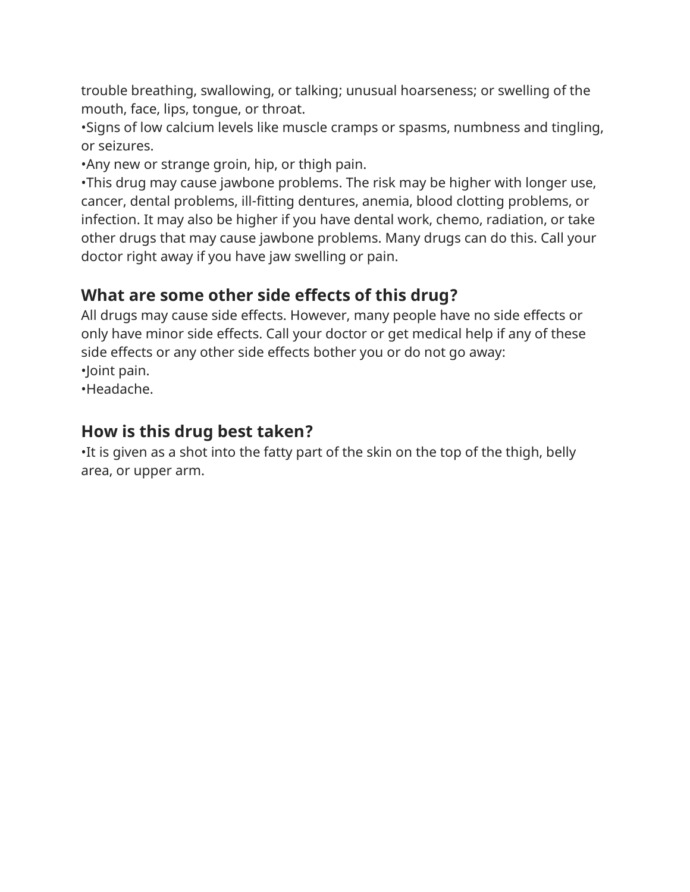trouble breathing, swallowing, or talking; unusual hoarseness; or swelling of the mouth, face, lips, tongue, or throat.

•Signs of low calcium levels like muscle cramps or spasms, numbness and tingling, or seizures.

•Any new or strange groin, hip, or thigh pain.

•This drug may cause jawbone problems. The risk may be higher with longer use, cancer, dental problems, ill-fitting dentures, anemia, blood clotting problems, or infection. It may also be higher if you have dental work, chemo, radiation, or take other drugs that may cause jawbone problems. Many drugs can do this. Call your doctor right away if you have jaw swelling or pain.

## What are some other side effects of this drug?

All drugs may cause side effects. However, many people have no side effects or only have minor side effects. Call your doctor or get medical help if any of these side effects or any other side effects bother you or do not go away:

•Joint pain.

•Headache.

## How is this drug best taken?

•It is given as a shot into the fatty part of the skin on the top of the thigh, belly area, or upper arm.